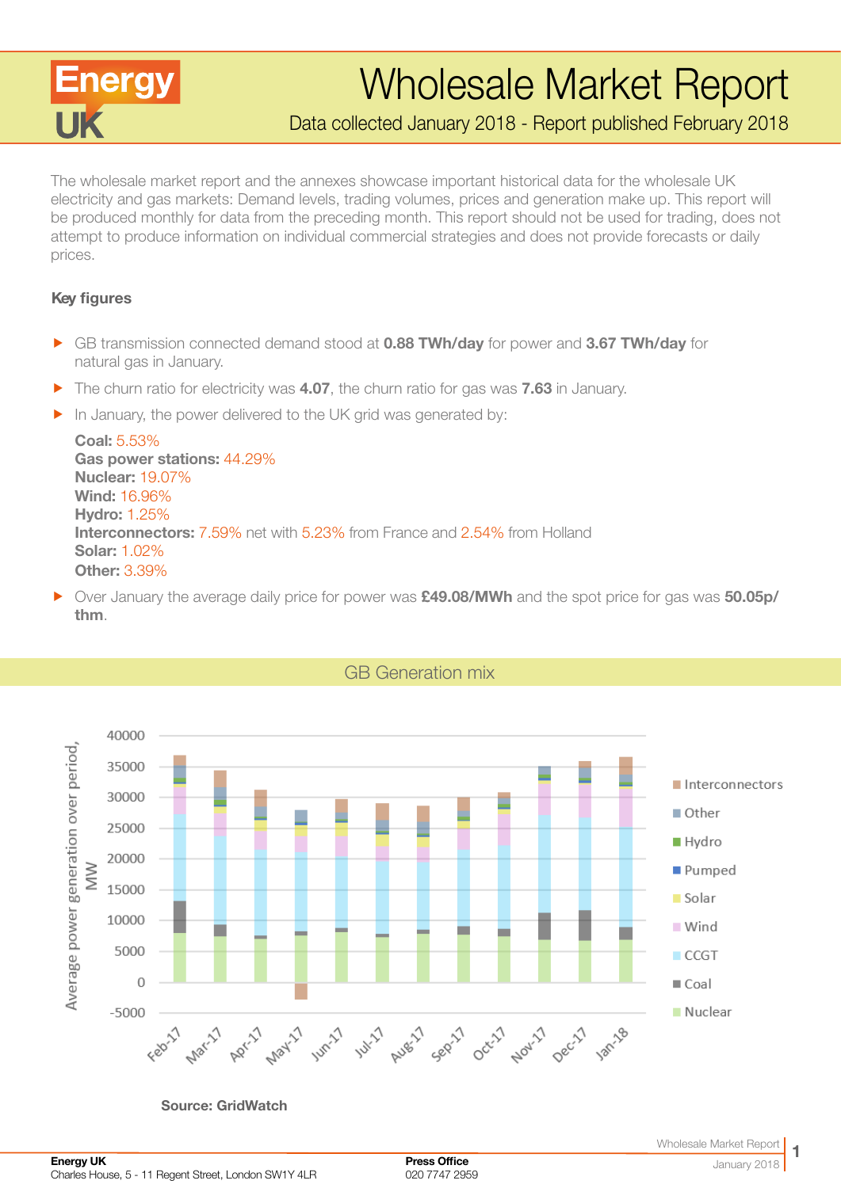# Wholesale Market Report

Data collected January 2018 - Report published February 2018

The wholesale market report and the annexes showcase important historical data for the wholesale UK electricity and gas markets: Demand levels, trading volumes, prices and generation make up. This report will be produced monthly for data from the preceding month. This report should not be used for trading, does not attempt to produce information on individual commercial strategies and does not provide forecasts or daily prices.

### Key figures

- GB transmission connected demand stood at **0.88 TWh/day** for power and **3.67 TWh/day** for natural gas in January.
- The churn ratio for electricity was **4.07**, the churn ratio for gas was **7.63** in January.
- In January, the power delivered to the UK grid was generated by:

  **Coal:** 5.53%
  **Gas power stations:** 44.29%
  **Nuclear:** 19.07%
  **Wind:** 16.96%
  **Hydro:** 1.25%
  **Interconnectors:** 7.59% net with 5.23% from France and 2.54% from Holland
  **Solar:** 1.02%
  **Other:** 3.39%

- Over January the average daily price for power was **£49.08/MWh** and the spot price for gas was **50.05p/thm**.

## GB Generation mix

Source: GridWatch

**Energy UK**
Charles House, 5 - 11 Regent Street, London SW1Y 4LR

**Press Office**
020 7747 2959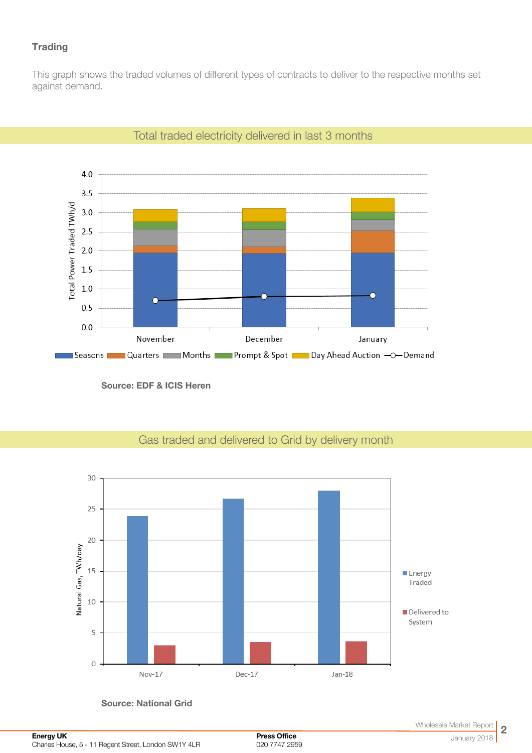## Trading

This graph shows the traded volumes of different types of contracts to deliver to the respective months set against demand.

### Total traded electricity delivered in last 3 months

Source: EDF & ICIS Heren

### Gas traded and delivered to Grid by delivery month

Source: National Grid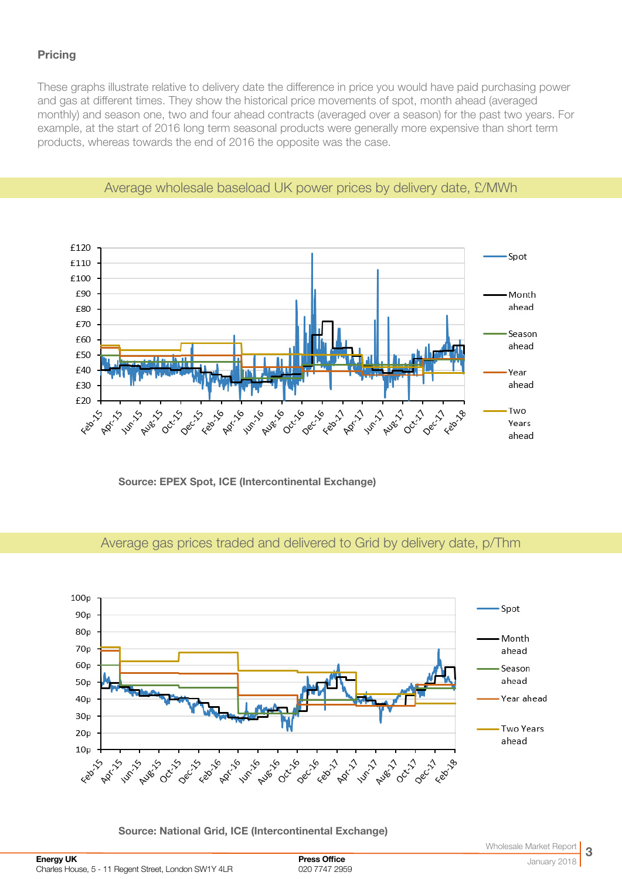**Pricing**

These graphs illustrate relative to delivery date the difference in price you would have paid purchasing power and gas at different times. They show the historical price movements of spot, month ahead (averaged monthly) and season one, two and four ahead contracts (averaged over a season) for the past two years. For example, at the start of 2016 long term seasonal products were generally more expensive than short term products, whereas towards the end of 2016 the opposite was the case.

## Average wholesale baseload UK power prices by delivery date, £/MWh

**Source: EPEX Spot, ICE (Intercontinental Exchange)**

## Average gas prices traded and delivered to Grid by delivery date, p/Thm

**Source: National Grid, ICE (Intercontinental Exchange)**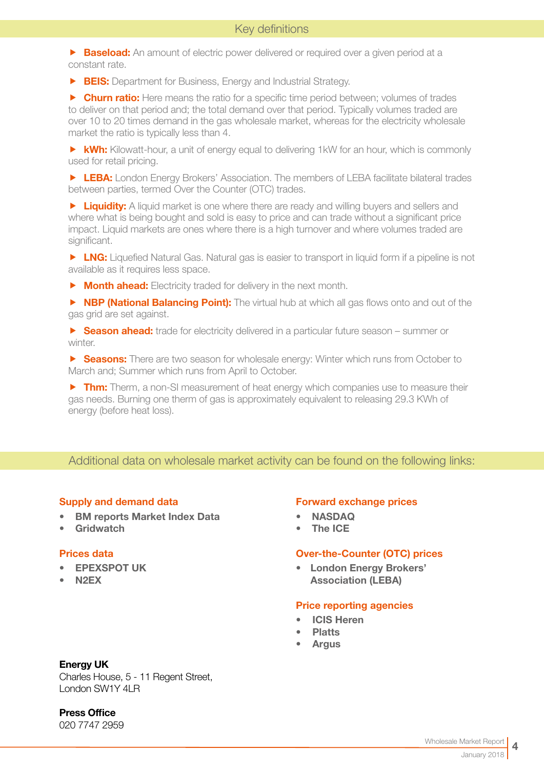## Key definitions

- **Baseload:** An amount of electric power delivered or required over a given period at a constant rate.
- **BEIS:** Department for Business, Energy and Industrial Strategy.
- **Churn ratio:** Here means the ratio for a specific time period between; volumes of trades to deliver on that period and; the total demand over that period. Typically volumes traded are over 10 to 20 times demand in the gas wholesale market, whereas for the electricity wholesale market the ratio is typically less than 4.
- **kWh:** Kilowatt-hour, a unit of energy equal to delivering 1kW for an hour, which is commonly used for retail pricing.
- **LEBA:** London Energy Brokers' Association. The members of LEBA facilitate bilateral trades between parties, termed Over the Counter (OTC) trades.
- **Liquidity:** A liquid market is one where there are ready and willing buyers and sellers and where what is being bought and sold is easy to price and can trade without a significant price impact. Liquid markets are ones where there is a high turnover and where volumes traded are significant.
- **LNG:** Liquefied Natural Gas. Natural gas is easier to transport in liquid form if a pipeline is not available as it requires less space.
- **Month ahead:** Electricity traded for delivery in the next month.
- **NBP (National Balancing Point):** The virtual hub at which all gas flows onto and out of the gas grid are set against.
- **Season ahead:** trade for electricity delivered in a particular future season – summer or winter.
- **Seasons:** There are two season for wholesale energy: Winter which runs from October to March and; Summer which runs from April to October.
- **Thm:** Therm, a non-SI measurement of heat energy which companies use to measure their gas needs. Burning one therm of gas is approximately equivalent to releasing 29.3 KWh of energy (before heat loss).

## Additional data on wholesale market activity can be found on the following links:

### Supply and demand data

- **BM reports Market Index Data**
- **Gridwatch**

### Prices data

- **EPEXSPOT UK**
- **N2EX**

### Forward exchange prices

- **NASDAQ**
- **The ICE**

### Over-the-Counter (OTC) prices

- **London Energy Brokers' Association (LEBA)**

### Price reporting agencies

- **ICIS Heren**
- **Platts**
- **Argus**

**Energy UK**
Charles House, 5 - 11 Regent Street,
London SW1Y 4LR

**Press Office**
020 7747 2959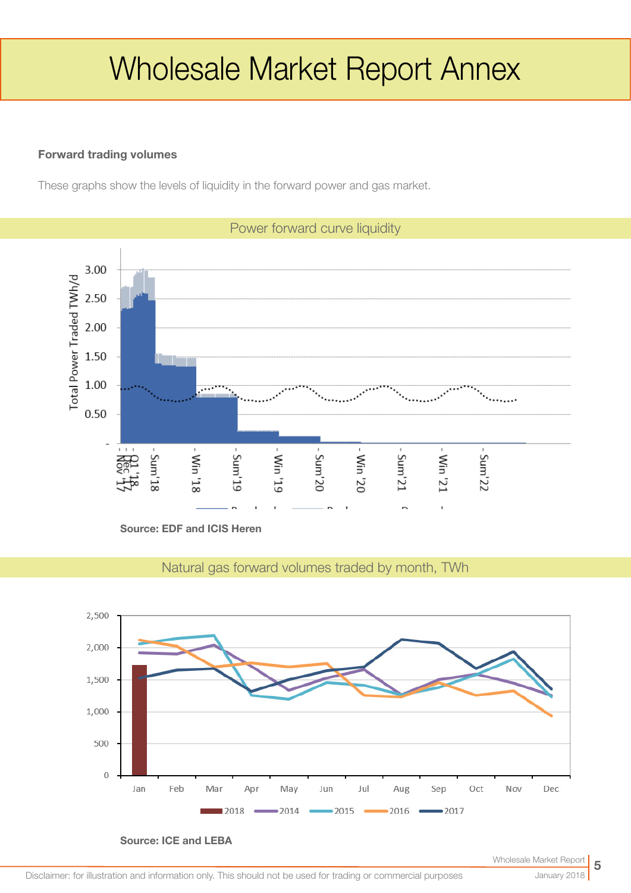# Wholesale Market Report Annex

**Forward trading volumes**

These graphs show the levels of liquidity in the forward power and gas market.

## Power forward curve liquidity

**Source: EDF and ICIS Heren**

## Natural gas forward volumes traded by month, TWh

**Source: ICE and LEBA**

Disclaimer: for illustration and information only. This should not be used for trading or commercial purposes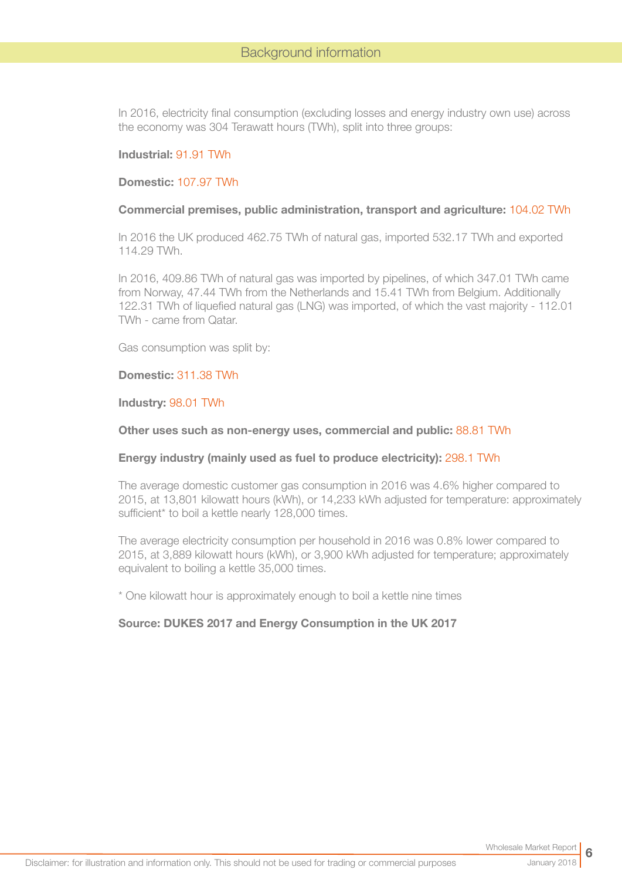## Background information

In 2016, electricity final consumption (excluding losses and energy industry own use) across the economy was 304 Terawatt hours (TWh), split into three groups:

**Industrial:** 91.91 TWh

**Domestic:** 107.97 TWh

**Commercial premises, public administration, transport and agriculture:** 104.02 TWh

In 2016 the UK produced 462.75 TWh of natural gas, imported 532.17 TWh and exported 114.29 TWh.

In 2016, 409.86 TWh of natural gas was imported by pipelines, of which 347.01 TWh came from Norway, 47.44 TWh from the Netherlands and 15.41 TWh from Belgium. Additionally 122.31 TWh of liquefied natural gas (LNG) was imported, of which the vast majority - 112.01 TWh - came from Qatar.

Gas consumption was split by:

**Domestic:** 311.38 TWh

**Industry:** 98.01 TWh

**Other uses such as non-energy uses, commercial and public:** 88.81 TWh

**Energy industry (mainly used as fuel to produce electricity):** 298.1 TWh

The average domestic customer gas consumption in 2016 was 4.6% higher compared to 2015, at 13,801 kilowatt hours (kWh), or 14,233 kWh adjusted for temperature: approximately sufficient* to boil a kettle nearly 128,000 times.

The average electricity consumption per household in 2016 was 0.8% lower compared to 2015, at 3,889 kilowatt hours (kWh), or 3,900 kWh adjusted for temperature; approximately equivalent to boiling a kettle 35,000 times.

* One kilowatt hour is approximately enough to boil a kettle nine times

**Source: DUKES 2017 and Energy Consumption in the UK 2017**

Disclaimer: for illustration and information only. This should not be used for trading or commercial purposes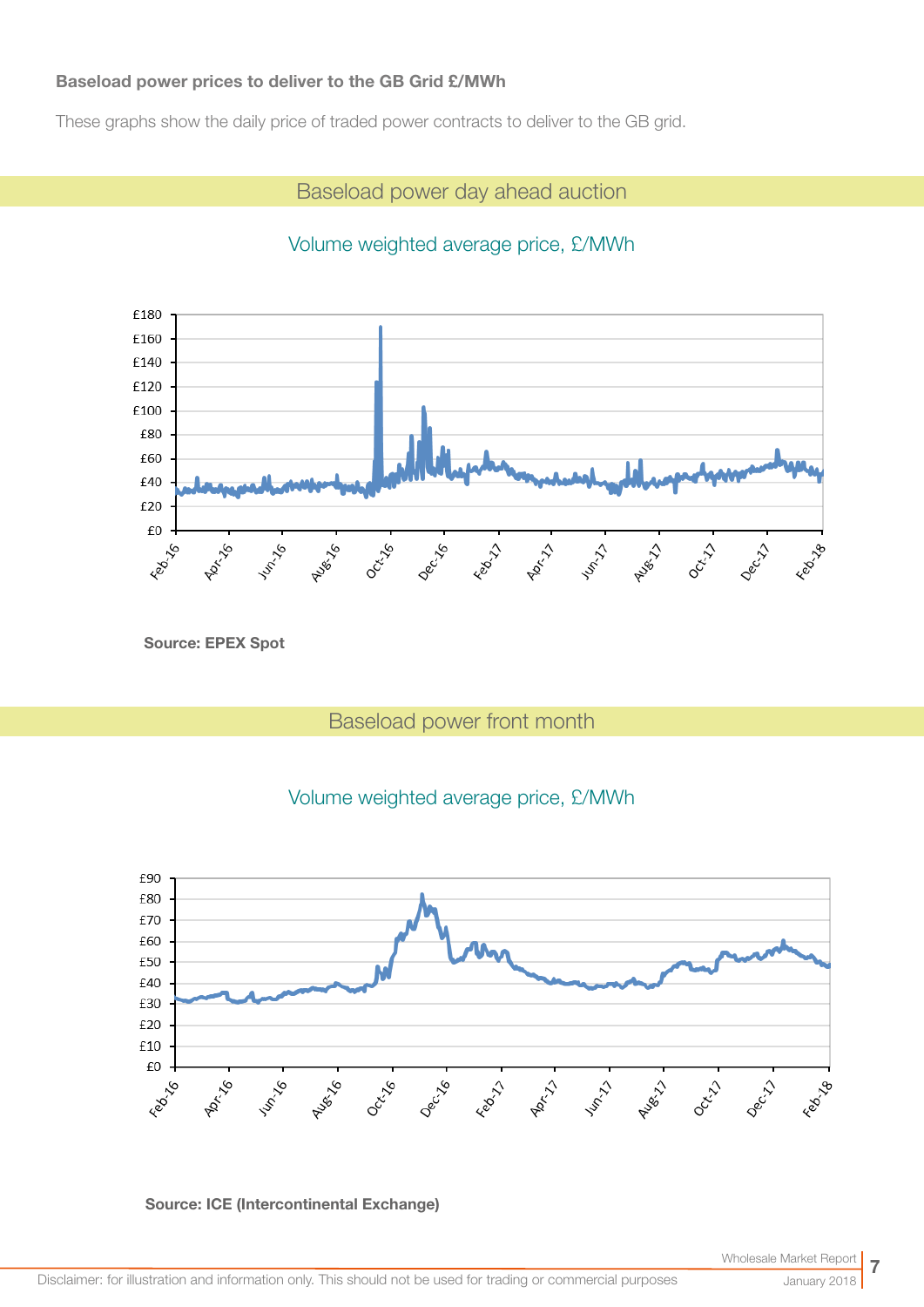**Baseload power prices to deliver to the GB Grid £/MWh**

These graphs show the daily price of traded power contracts to deliver to the GB grid.

## Baseload power day ahead auction

### Volume weighted average price, £/MWh

Source: EPEX Spot

## Baseload power front month

### Volume weighted average price, £/MWh

Source: ICE (Intercontinental Exchange)

Disclaimer: for illustration and information only. This should not be used for trading or commercial purposes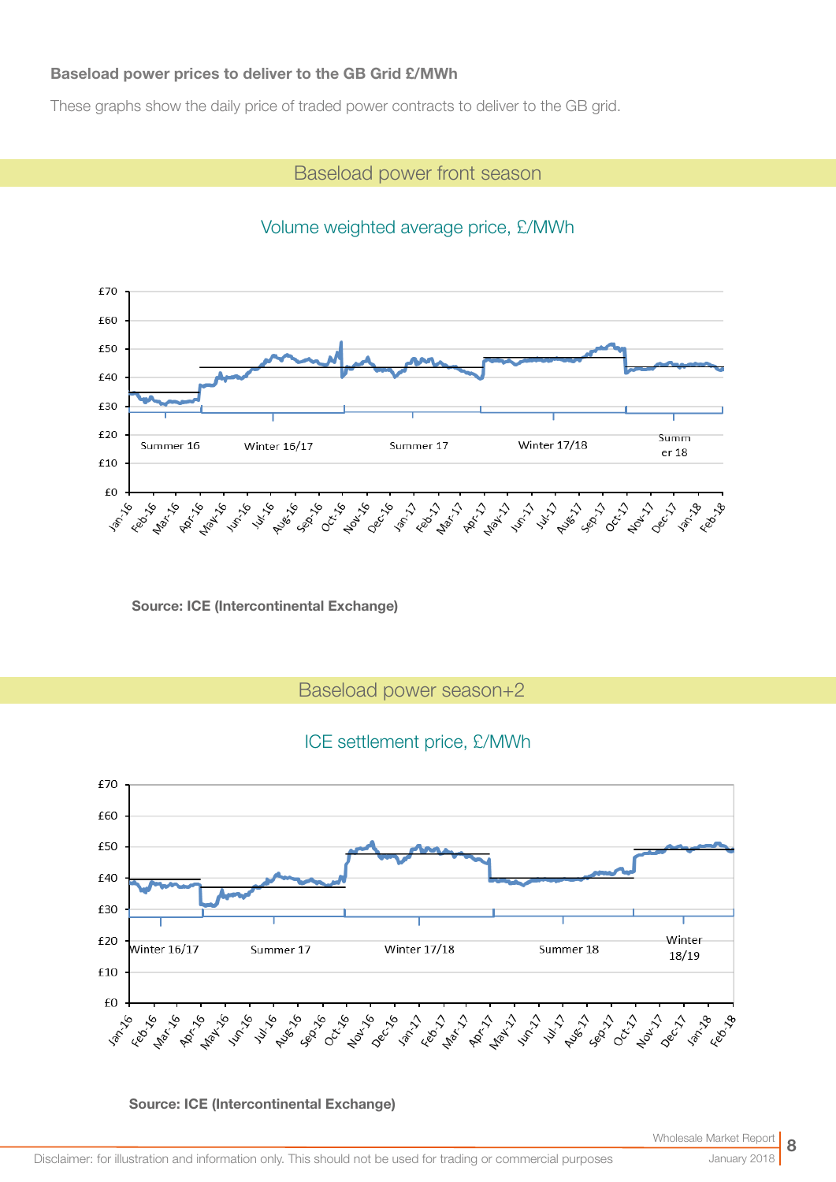**Baseload power prices to deliver to the GB Grid £/MWh**

These graphs show the daily price of traded power contracts to deliver to the GB grid.

## Baseload power front season

### Volume weighted average price, £/MWh

**Source: ICE (Intercontinental Exchange)**

## Baseload power season+2

### ICE settlement price, £/MWh

**Source: ICE (Intercontinental Exchange)**

Disclaimer: for illustration and information only. This should not be used for trading or commercial purposes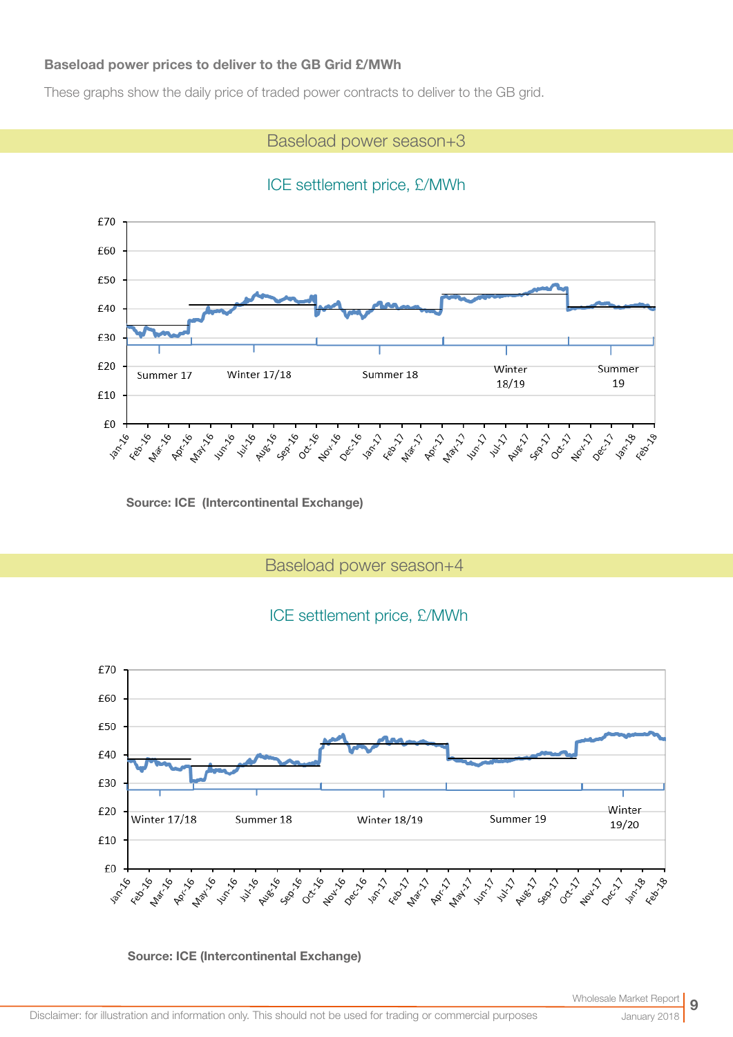**Baseload power prices to deliver to the GB Grid £/MWh**

These graphs show the daily price of traded power contracts to deliver to the GB grid.

## Baseload power season+3

ICE settlement price, £/MWh

**Source: ICE (Intercontinental Exchange)**

## Baseload power season+4

ICE settlement price, £/MWh

**Source: ICE (Intercontinental Exchange)**

Disclaimer: for illustration and information only. This should not be used for trading or commercial purposes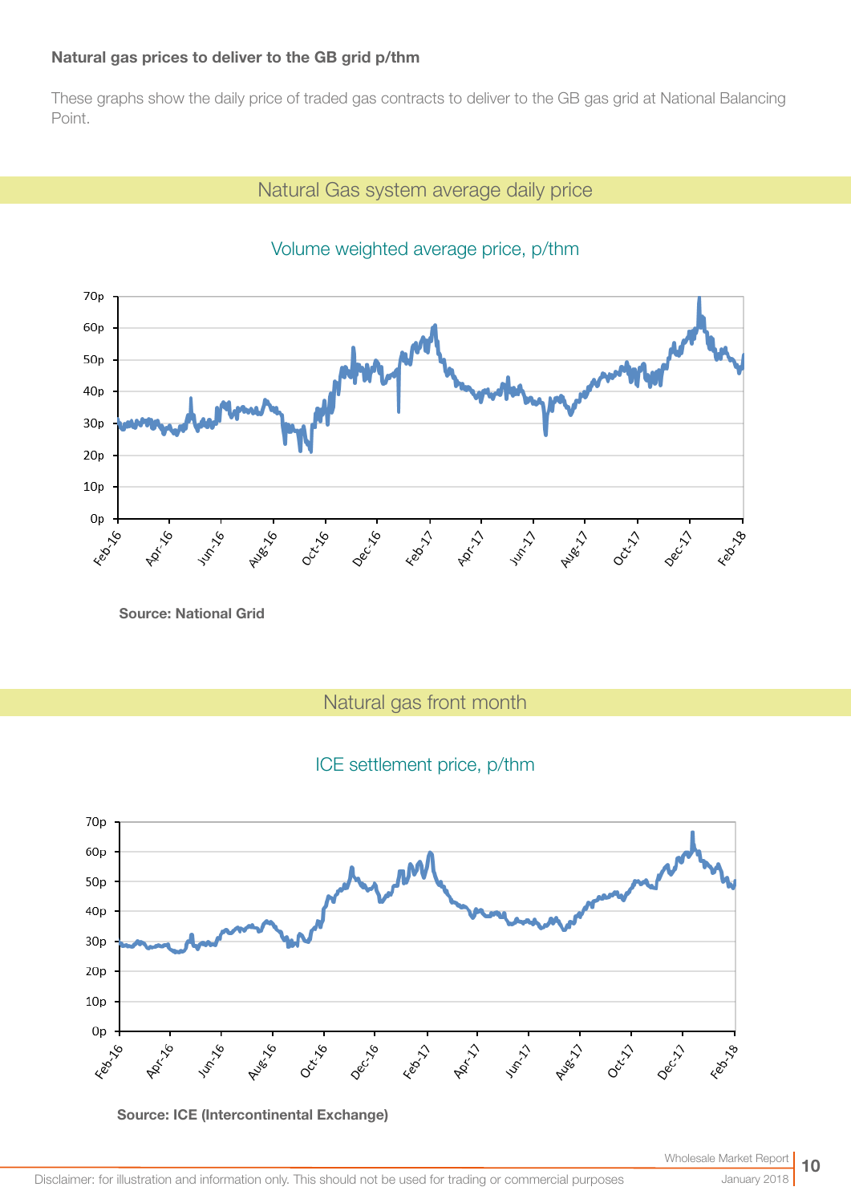**Natural gas prices to deliver to the GB grid p/thm**

These graphs show the daily price of traded gas contracts to deliver to the GB gas grid at National Balancing Point.

## Natural Gas system average daily price

### Volume weighted average price, p/thm

**Source: National Grid**

## Natural gas front month

### ICE settlement price, p/thm

**Source: ICE (Intercontinental Exchange)**

Disclaimer: for illustration and information only. This should not be used for trading or commercial purposes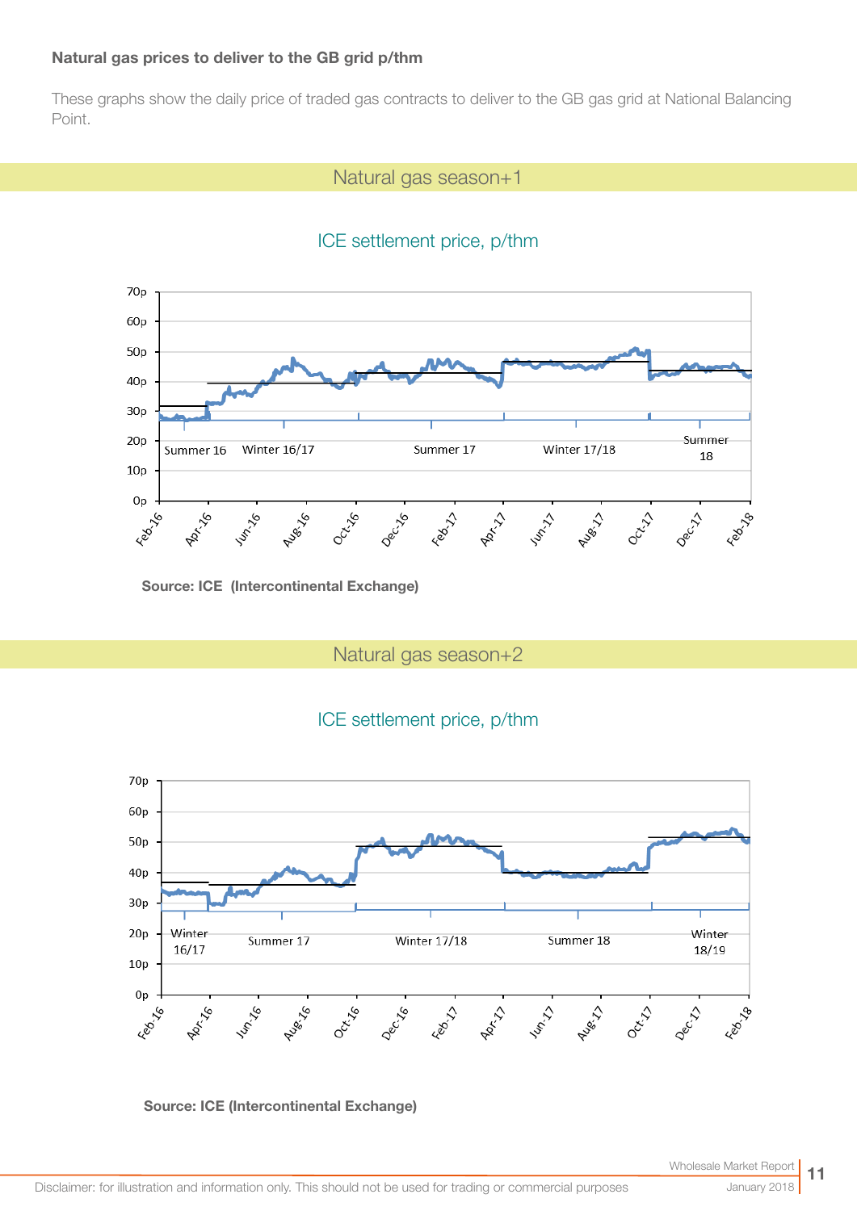**Natural gas prices to deliver to the GB grid p/thm**

These graphs show the daily price of traded gas contracts to deliver to the GB gas grid at National Balancing Point.

## Natural gas season+1

ICE settlement price, p/thm

Source: ICE (Intercontinental Exchange)

## Natural gas season+2

ICE settlement price, p/thm

Source: ICE (Intercontinental Exchange)

Disclaimer: for illustration and information only. This should not be used for trading or commercial purposes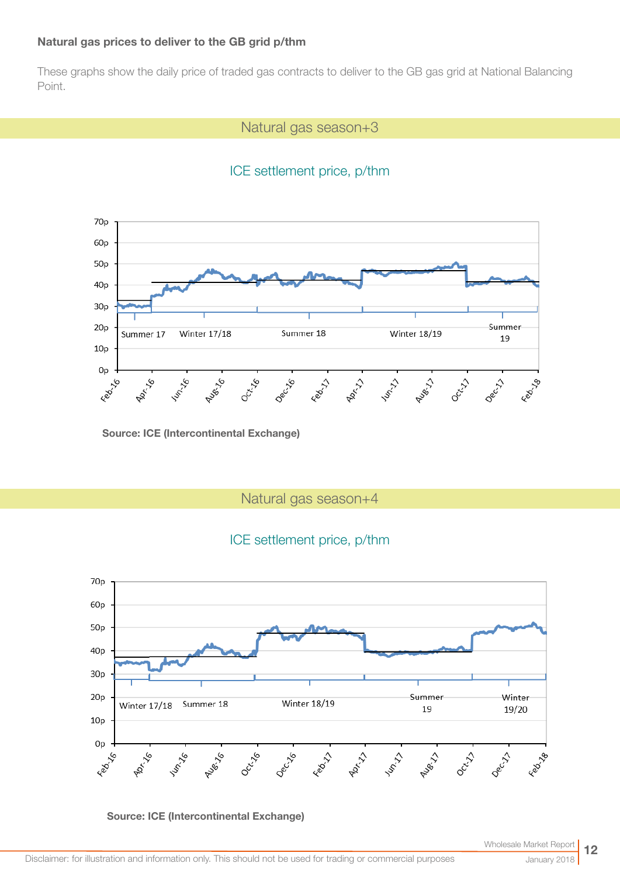**Natural gas prices to deliver to the GB grid p/thm**

These graphs show the daily price of traded gas contracts to deliver to the GB gas grid at National Balancing Point.

## Natural gas season+3

ICE settlement price, p/thm

70p
60p
50p
40p
30p
20p
10p
0p

Summer 17
Winter 17/18
Summer 18
Winter 18/19
Summer 19

Feb-16
Apr-16
Jun-16
Aug-16
Oct-16
Dec-16
Feb-17
Apr-17
Jun-17
Aug-17
Oct-17
Dec-17
Feb-18

**Source: ICE (Intercontinental Exchange)**

## Natural gas season+4

ICE settlement price, p/thm

70p
60p
50p
40p
30p
20p
10p
0p

Winter 17/18
Summer 18
Winter 18/19
Summer 19
Winter 19/20

Feb-16
Apr-16
Jun-16
Aug-16
Oct-16
Dec-16
Feb-17
Apr-17
Jun-17
Aug-17
Oct-17
Dec-17
Feb-18

**Source: ICE (Intercontinental Exchange)**

Disclaimer: for illustration and information only. This should not be used for trading or commercial purposes